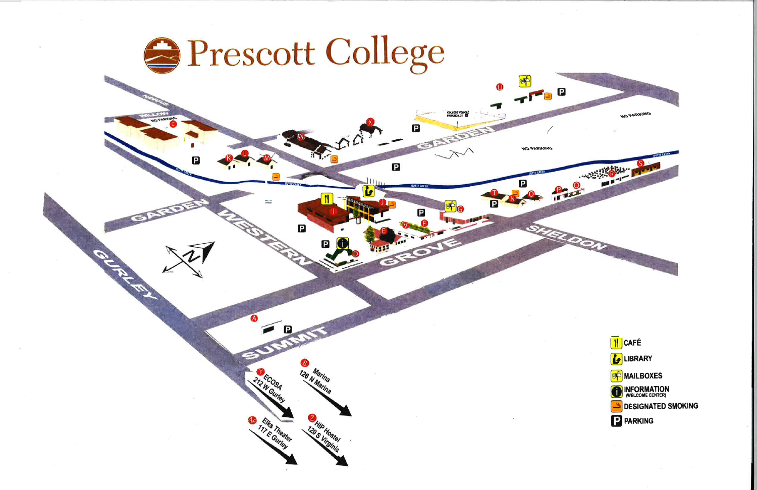# Prescott College

NORRIS

WILLOW

NO PARKING

GARDEN

WESTERN

GURLEY

SUMMIT

GROVE

SHELDON

BUTTE CREEK

COLLEGE VEHICLE PARKING LOT

NO PARKING

NO PARKING

Y ECOSA 212 W Gurley

B Marina 126 N Marina

AA Elks Theater 117 E Gurley

Z HIP Hostel 120 S Virginia

- CAFÉ
- LIBRARY
- MAILBOXES
- INFORMATION (WELCOME CENTER)
- DESIGNATED SMOKING
- PARKING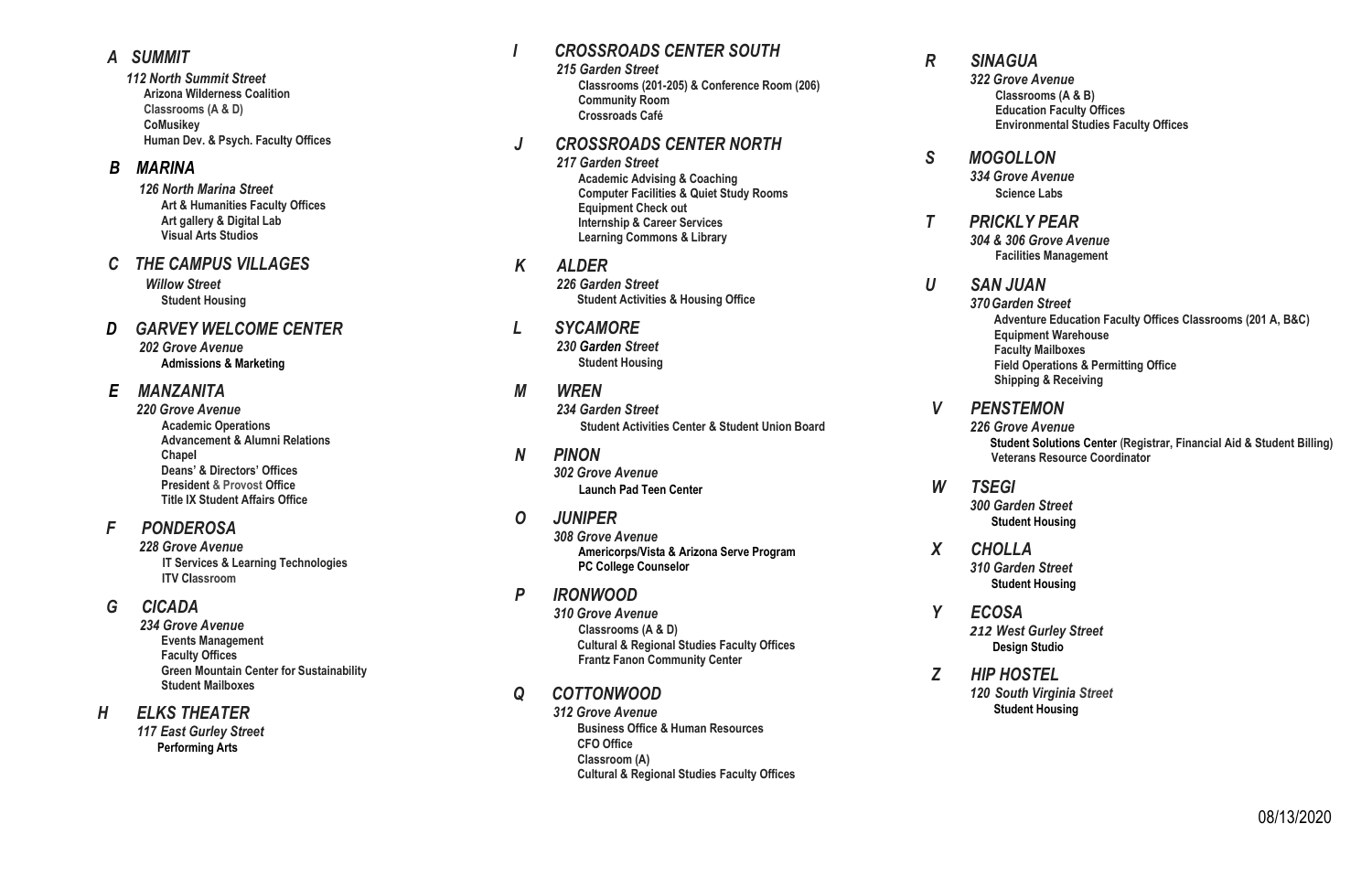### A SUMMIT

*112 North Summit Street*

**Arizona Wilderness Coalition**
**Classrooms (A & D)**
**CoMusikey**
**Human Dev. & Psych. Faculty Offices**

### B MARINA

*126 North Marina Street*

**Art & Humanities Faculty Offices**
**Art gallery & Digital Lab**
**Visual Arts Studios**

### C THE CAMPUS VILLAGES

*Willow Street*

**Student Housing**

### D GARVEY WELCOME CENTER

*202 Grove Avenue*

**Admissions & Marketing**

### E MANZANITA

*220 Grove Avenue*

**Academic Operations**
**Advancement & Alumni Relations**
**Chapel**
**Deans' & Directors' Offices**
**President & Provost Office**
**Title IX Student Affairs Office**

### F PONDEROSA

*228 Grove Avenue*

**IT Services & Learning Technologies**
**ITV Classroom**

### G CICADA

*234 Grove Avenue*

**Events Management**
**Faculty Offices**
**Green Mountain Center for Sustainability**
**Student Mailboxes**

### H ELKS THEATER

*117 East Gurley Street*

**Performing Arts**

### I CROSSROADS CENTER SOUTH

*215 Garden Street*

**Classrooms (201-205) & Conference Room (206)**
**Community Room**
**Crossroads Café**

### J CROSSROADS CENTER NORTH

*217 Garden Street*

**Academic Advising & Coaching**
**Computer Facilities & Quiet Study Rooms**
**Equipment Check out**
**Internship & Career Services**
**Learning Commons & Library**

### K ALDER

*226 Garden Street*

**Student Activities & Housing Office**

### L SYCAMORE

*230 Garden Street*

**Student Housing**

### M WREN

*234 Garden Street*

**Student Activities Center & Student Union Board**

### N PINON

*302 Grove Avenue*

**Launch Pad Teen Center**

### O JUNIPER

*308 Grove Avenue*

**Americorps/Vista & Arizona Serve Program**
**PC College Counselor**

### P IRONWOOD

*310 Grove Avenue*

**Classrooms (A & D)**
**Cultural & Regional Studies Faculty Offices**
**Frantz Fanon Community Center**

### Q COTTONWOOD

*312 Grove Avenue*

**Business Office & Human Resources**
**CFO Office**
**Classroom (A)**
**Cultural & Regional Studies Faculty Offices**

### R SINAGUA

*322 Grove Avenue*

**Classrooms (A & B)**
**Education Faculty Offices**
**Environmental Studies Faculty Offices**

### S MOGOLLON

*334 Grove Avenue*

**Science Labs**

### T PRICKLY PEAR

*304 & 306 Grove Avenue*

**Facilities Management**

### U SAN JUAN

*370 Garden Street*

**Adventure Education Faculty Offices Classrooms (201 A, B&C)**
**Equipment Warehouse**
**Faculty Mailboxes**
**Field Operations & Permitting Office**
**Shipping & Receiving**

### V PENSTEMON

*226 Grove Avenue*

**Student Solutions Center (Registrar, Financial Aid & Student Billing)**
**Veterans Resource Coordinator**

### W TSEGI

*300 Garden Street*

**Student Housing**

### X CHOLLA

*310 Garden Street*

**Student Housing**

### Y ECOSA

*212 West Gurley Street*

**Design Studio**

### Z HIP HOSTEL

*120 South Virginia Street*

**Student Housing**

08/13/2020